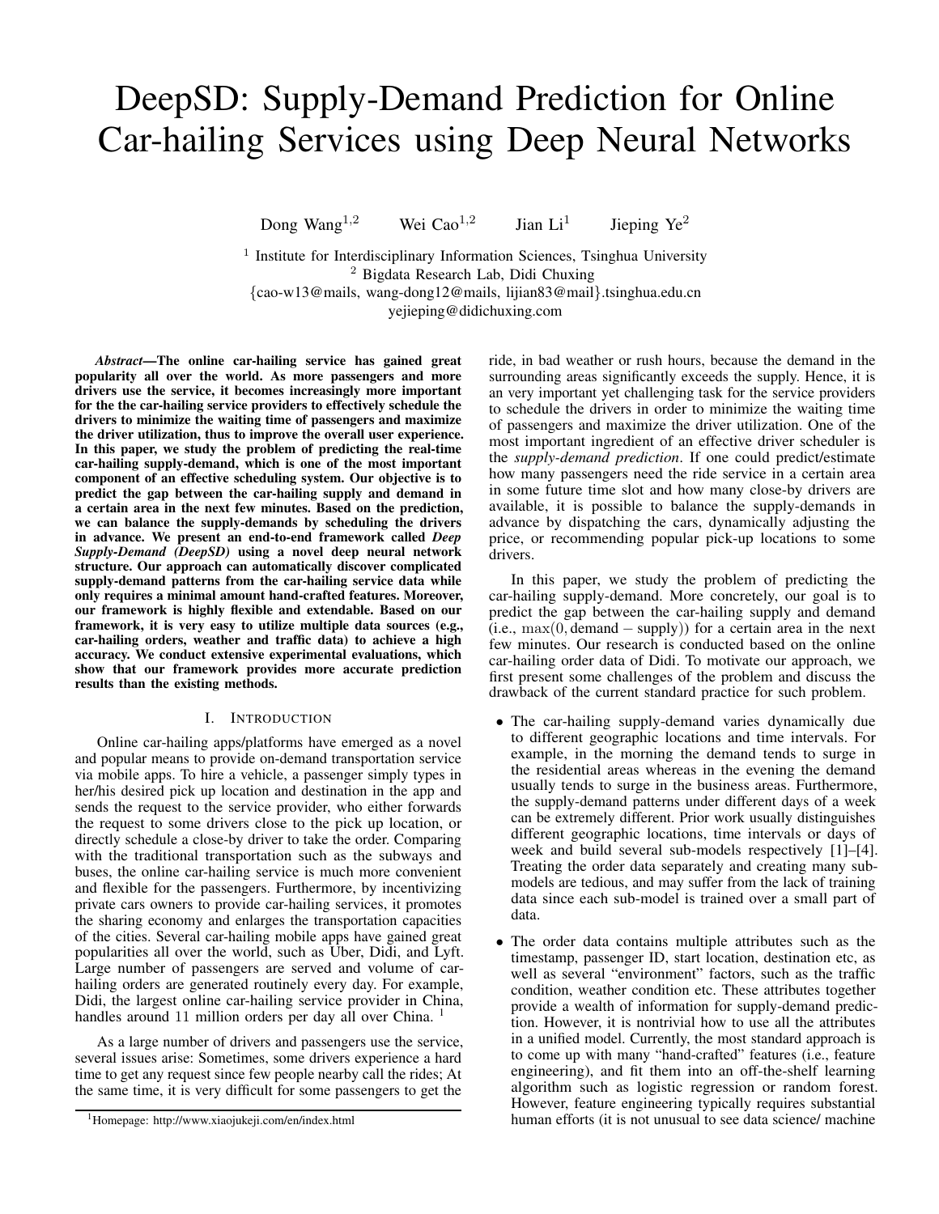# DeepSD: Supply-Demand Prediction for Online Car-hailing Services using Deep Neural Networks

Dong Wang[1,2] Wei Cao[1,2] Jian Li[1] Jieping Ye[2]

[1] Institute for Interdisciplinary Information Sciences, Tsinghua University
[2] Bigdata Research Lab, Didi Chuxing
{cao-w13@mails, wang-dong12@mails, lijian83@mail}.tsinghua.edu.cn
yejieping@didichuxing.com

***Abstract*—The online car-hailing service has gained great popularity all over the world. As more passengers and more drivers use the service, it becomes increasingly more important for the the car-hailing service providers to effectively schedule the drivers to minimize the waiting time of passengers and maximize the driver utilization, thus to improve the overall user experience. In this paper, we study the problem of predicting the real-time car-hailing supply-demand, which is one of the most important component of an effective scheduling system. Our objective is to predict the gap between the car-hailing supply and demand in a certain area in the next few minutes. Based on the prediction, we can balance the supply-demands by scheduling the drivers in advance. We present an end-to-end framework called *Deep Supply-Demand (DeepSD)* using a novel deep neural network structure. Our approach can automatically discover complicated supply-demand patterns from the car-hailing service data while only requires a minimal amount hand-crafted features. Moreover, our framework is highly flexible and extendable. Based on our framework, it is very easy to utilize multiple data sources (e.g., car-hailing orders, weather and traffic data) to achieve a high accuracy. We conduct extensive experimental evaluations, which show that our framework provides more accurate prediction results than the existing methods.**

## I. Introduction

Online car-hailing apps/platforms have emerged as a novel and popular means to provide on-demand transportation service via mobile apps. To hire a vehicle, a passenger simply types in her/his desired pick up location and destination in the app and sends the request to the service provider, who either forwards the request to some drivers close to the pick up location, or directly schedule a close-by driver to take the order. Comparing with the traditional transportation such as the subways and buses, the online car-hailing service is much more convenient and flexible for the passengers. Furthermore, by incentivizing private cars owners to provide car-hailing services, it promotes the sharing economy and enlarges the transportation capacities of the cities. Several car-hailing mobile apps have gained great popularities all over the world, such as Uber, Didi, and Lyft. Large number of passengers are served and volume of car-hailing orders are generated routinely every day. For example, Didi, the largest online car-hailing service provider in China, handles around 11 million orders per day all over China. [1]

As a large number of drivers and passengers use the service, several issues arise: Sometimes, some drivers experience a hard time to get any request since few people nearby call the rides; At the same time, it is very difficult for some passengers to get the ride, in bad weather or rush hours, because the demand in the surrounding areas significantly exceeds the supply. Hence, it is an very important yet challenging task for the service providers to schedule the drivers in order to minimize the waiting time of passengers and maximize the driver utilization. One of the most important ingredient of an effective driver scheduler is the *supply-demand prediction*. If one could predict/estimate how many passengers need the ride service in a certain area in some future time slot and how many close-by drivers are available, it is possible to balance the supply-demands in advance by dispatching the cars, dynamically adjusting the price, or recommending popular pick-up locations to some drivers.

In this paper, we study the problem of predicting the car-hailing supply-demand. More concretely, our goal is to predict the gap between the car-hailing supply and demand (i.e., $\max(0, \text{demand} - \text{supply})$) for a certain area in the next few minutes. Our research is conducted based on the online car-hailing order data of Didi. To motivate our approach, we first present some challenges of the problem and discuss the drawback of the current standard practice for such problem.

- The car-hailing supply-demand varies dynamically due to different geographic locations and time intervals. For example, in the morning the demand tends to surge in the residential areas whereas in the evening the demand usually tends to surge in the business areas. Furthermore, the supply-demand patterns under different days of a week can be extremely different. Prior work usually distinguishes different geographic locations, time intervals or days of week and build several sub-models respectively [1]–[4]. Treating the order data separately and creating many sub-models are tedious, and may suffer from the lack of training data since each sub-model is trained over a small part of data.
- The order data contains multiple attributes such as the timestamp, passenger ID, start location, destination etc, as well as several "environment" factors, such as the traffic condition, weather condition etc. These attributes together provide a wealth of information for supply-demand prediction. However, it is nontrivial how to use all the attributes in a unified model. Currently, the most standard approach is to come up with many "hand-crafted" features (i.e., feature engineering), and fit them into an off-the-shelf learning algorithm such as logistic regression or random forest. However, feature engineering typically requires substantial human efforts (it is not unusual to see data science/ machine

[1] Homepage: http://www.xiaojukeji.com/en/index.html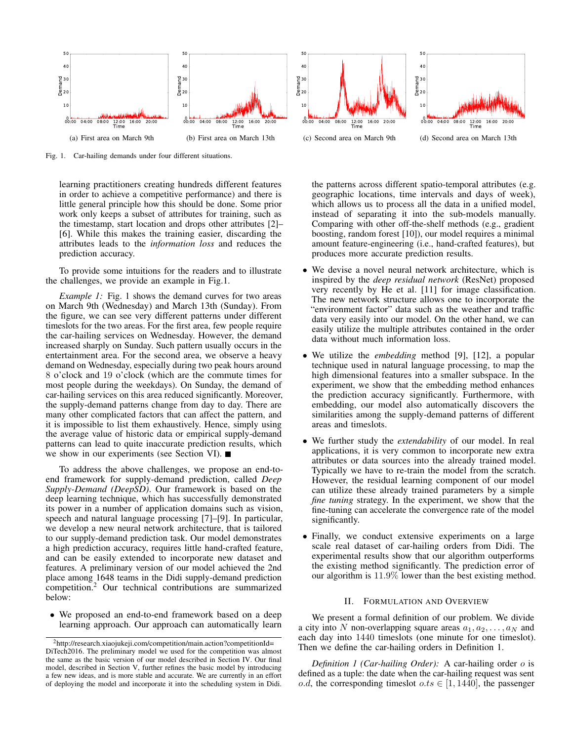50
40
30
20
10
0
Demand
00:00 04:00 08:00 12:00 16:00 20:00
Time

(a) First area on March 9th

50
40
30
20
10
0
Demand
00:00 04:00 08:00 12:00 16:00 20:00
Time

(b) First area on March 13th

50
40
30
20
10
0
Demand
00:00 04:00 08:00 12:00 16:00 20:00
Time

(c) Second area on March 9th

50
40
30
20
10
0
Demand
00:00 04:00 08:00 12:00 16:00 20:00
Time

(d) Second area on March 13th

Fig. 1. Car-hailing demands under four different situations.

learning practitioners creating hundreds different features in order to achieve a competitive performance) and there is little general principle how this should be done. Some prior work only keeps a subset of attributes for training, such as the timestamp, start location and drops other attributes [2]–[6]. While this makes the training easier, discarding the attributes leads to the *information loss* and reduces the prediction accuracy.

To provide some intuitions for the readers and to illustrate the challenges, we provide an example in Fig.1.

*Example 1:* Fig. 1 shows the demand curves for two areas on March 9th (Wednesday) and March 13th (Sunday). From the figure, we can see very different patterns under different timeslots for the two areas. For the first area, few people require the car-hailing services on Wednesday. However, the demand increased sharply on Sunday. Such pattern usually occurs in the entertainment area. For the second area, we observe a heavy demand on Wednesday, especially during two peak hours around 8 o'clock and 19 o'clock (which are the commute times for most people during the weekdays). On Sunday, the demand of car-hailing services on this area reduced significantly. Moreover, the supply-demand patterns change from day to day. There are many other complicated factors that can affect the pattern, and it is impossible to list them exhaustively. Hence, simply using the average value of historic data or empirical supply-demand patterns can lead to quite inaccurate prediction results, which we show in our experiments (see Section VI). ■

To address the above challenges, we propose an end-to-end framework for supply-demand prediction, called *Deep Supply-Demand (DeepSD)*. Our framework is based on the deep learning technique, which has successfully demonstrated its power in a number of application domains such as vision, speech and natural language processing [7]–[9]. In particular, we develop a new neural network architecture, that is tailored to our supply-demand prediction task. Our model demonstrates a high prediction accuracy, requires little hand-crafted feature, and can be easily extended to incorporate new dataset and features. A preliminary version of our model achieved the 2nd place among 1648 teams in the Didi supply-demand prediction competition.[2] Our technical contributions are summarized below:

- We proposed an end-to-end framework based on a deep learning approach. Our approach can automatically learn the patterns across different spatio-temporal attributes (e.g. geographic locations, time intervals and days of week), which allows us to process all the data in a unified model, instead of separating it into the sub-models manually. Comparing with other off-the-shelf methods (e.g., gradient boosting, random forest [10]), our model requires a minimal amount feature-engineering (i.e., hand-crafted features), but produces more accurate prediction results.
- We devise a novel neural network architecture, which is inspired by the *deep residual network* (ResNet) proposed very recently by He et al. [11] for image classification. The new network structure allows one to incorporate the "environment factor" data such as the weather and traffic data very easily into our model. On the other hand, we can easily utilize the multiple attributes contained in the order data without much information loss.
- We utilize the *embedding* method [9], [12], a popular technique used in natural language processing, to map the high dimensional features into a smaller subspace. In the experiment, we show that the embedding method enhances the prediction accuracy significantly. Furthermore, with embedding, our model also automatically discovers the similarities among the supply-demand patterns of different areas and timeslots.
- We further study the *extendability* of our model. In real applications, it is very common to incorporate new extra attributes or data sources into the already trained model. Typically we have to re-train the model from the scratch. However, the residual learning component of our model can utilize these already trained parameters by a simple *fine tuning* strategy. In the experiment, we show that the fine-tuning can accelerate the convergence rate of the model significantly.
- Finally, we conduct extensive experiments on a large scale real dataset of car-hailing orders from Didi. The experimental results show that our algorithm outperforms the existing method significantly. The prediction error of our algorithm is 11.9% lower than the best existing method.

## II. Formulation and Overview

We present a formal definition of our problem. We divide a city into $N$ non-overlapping square areas $a_1, a_2, \ldots, a_N$ and each day into 1440 timeslots (one minute for one timeslot). Then we define the car-hailing orders in Definition 1.

*Definition 1 (Car-hailing Order):* A car-hailing order $o$ is defined as a tuple: the date when the car-hailing request was sent $o.d$, the corresponding timeslot $o.ts \in [1, 1440]$, the passenger

[2] http://research.xiaojukeji.com/competition/main.action?competitionId=DiTech2016. The preliminary model we used for the competition was almost the same as the basic version of our model described in Section IV. Our final model, described in Section V, further refines the basic model by introducing a few new ideas, and is more stable and accurate. We are currently in an effort of deploying the model and incorporate it into the scheduling system in Didi.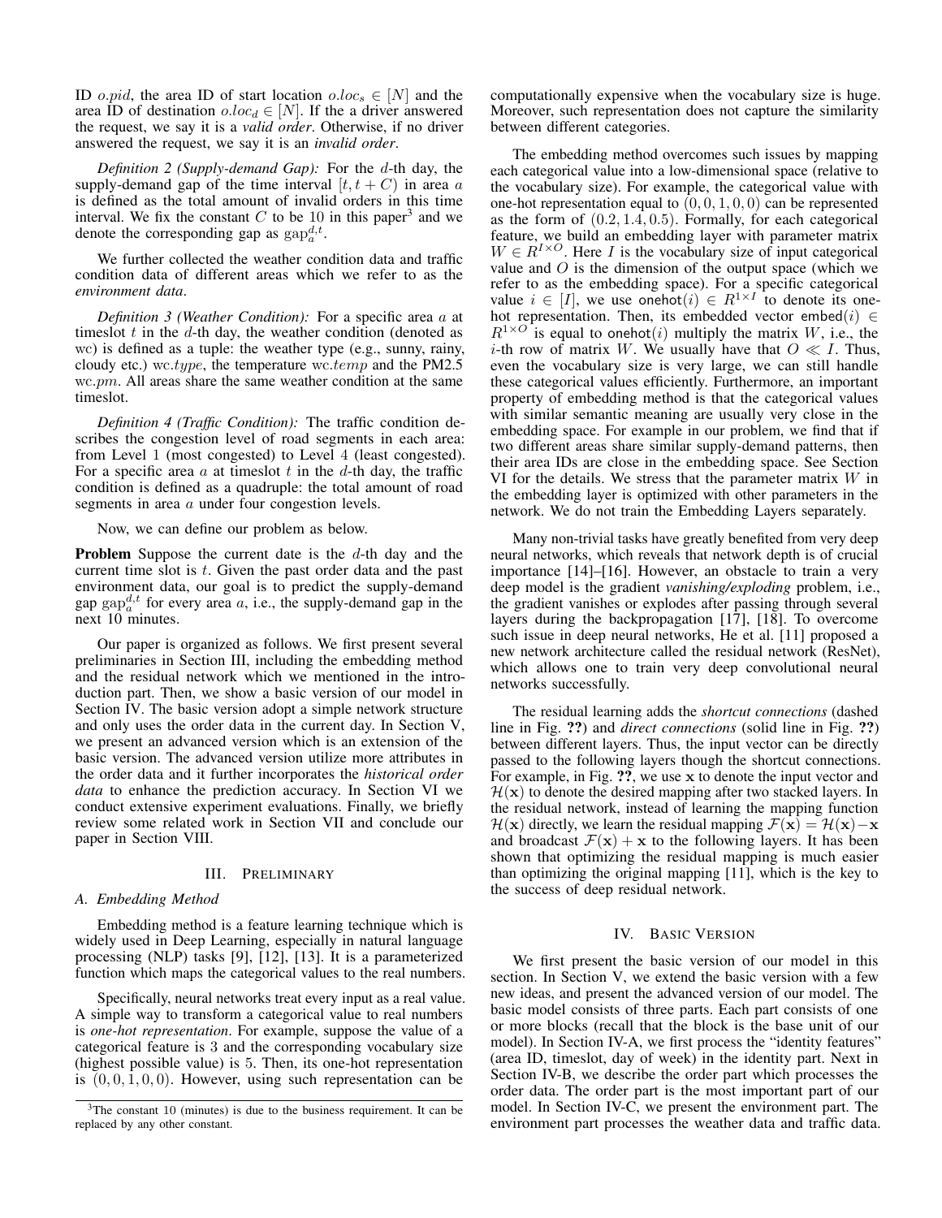ID $o.pid$, the area ID of start location $o.loc_s \in [N]$ and the area ID of destination $o.loc_d \in [N]$. If the a driver answered the request, we say it is a *valid order*. Otherwise, if no driver answered the request, we say it is an *invalid order*.

*Definition 2 (Supply-demand Gap):* For the $d$-th day, the supply-demand gap of the time interval $[t, t + C)$ in area $a$ is defined as the total amount of invalid orders in this time interval. We fix the constant $C$ to be 10 in this paper[3] and we denote the corresponding gap as $\text{gap}_a^{d,t}$.

We further collected the weather condition data and traffic condition data of different areas which we refer to as the *environment data*.

*Definition 3 (Weather Condition):* For a specific area $a$ at timeslot $t$ in the $d$-th day, the weather condition (denoted as wc) is defined as a tuple: the weather type (e.g., sunny, rainy, cloudy etc.) $\text{wc}.type$, the temperature $\text{wc}.temp$ and the PM2.5 $\text{wc}.pm$. All areas share the same weather condition at the same timeslot.

*Definition 4 (Traffic Condition):* The traffic condition describes the congestion level of road segments in each area: from Level 1 (most congested) to Level 4 (least congested). For a specific area $a$ at timeslot $t$ in the $d$-th day, the traffic condition is defined as a quadruple: the total amount of road segments in area $a$ under four congestion levels.

Now, we can define our problem as below.

**Problem** Suppose the current date is the $d$-th day and the current time slot is $t$. Given the past order data and the past environment data, our goal is to predict the supply-demand gap $\text{gap}_a^{d,t}$ for every area $a$, i.e., the supply-demand gap in the next 10 minutes.

Our paper is organized as follows. We first present several preliminaries in Section III, including the embedding method and the residual network which we mentioned in the introduction part. Then, we show a basic version of our model in Section IV. The basic version adopt a simple network structure and only uses the order data in the current day. In Section V, we present an advanced version which is an extension of the basic version. The advanced version utilize more attributes in the order data and it further incorporates the *historical order data* to enhance the prediction accuracy. In Section VI we conduct extensive experiment evaluations. Finally, we briefly review some related work in Section VII and conclude our paper in Section VIII.

## III. Preliminary

### A. Embedding Method

Embedding method is a feature learning technique which is widely used in Deep Learning, especially in natural language processing (NLP) tasks [9], [12], [13]. It is a parameterized function which maps the categorical values to the real numbers.

Specifically, neural networks treat every input as a real value. A simple way to transform a categorical value to real numbers is *one-hot representation*. For example, suppose the value of a categorical feature is 3 and the corresponding vocabulary size (highest possible value) is 5. Then, its one-hot representation is $(0, 0, 1, 0, 0)$. However, using such representation can be computationally expensive when the vocabulary size is huge. Moreover, such representation does not capture the similarity between different categories.

The embedding method overcomes such issues by mapping each categorical value into a low-dimensional space (relative to the vocabulary size). For example, the categorical value with one-hot representation equal to $(0, 0, 1, 0, 0)$ can be represented as the form of $(0.2, 1.4, 0.5)$. Formally, for each categorical feature, we build an embedding layer with parameter matrix $W \in R^{I \times O}$. Here $I$ is the vocabulary size of input categorical value and $O$ is the dimension of the output space (which we refer to as the embedding space). For a specific categorical value $i \in [I]$, we use $\mathsf{onehot}(i) \in R^{1 \times I}$ to denote its one-hot representation. Then, its embedded vector $\mathsf{embed}(i) \in R^{1 \times O}$ is equal to $\mathsf{onehot}(i)$ multiply the matrix $W$, i.e., the $i$-th row of matrix $W$. We usually have that $O \ll I$. Thus, even the vocabulary size is very large, we can still handle these categorical values efficiently. Furthermore, an important property of embedding method is that the categorical values with similar semantic meaning are usually very close in the embedding space. For example in our problem, we find that if two different areas share similar supply-demand patterns, then their area IDs are close in the embedding space. See Section VI for the details. We stress that the parameter matrix $W$ in the embedding layer is optimized with other parameters in the network. We do not train the Embedding Layers separately.

Many non-trivial tasks have greatly benefited from very deep neural networks, which reveals that network depth is of crucial importance [14]–[16]. However, an obstacle to train a very deep model is the gradient *vanishing/exploding* problem, i.e., the gradient vanishes or explodes after passing through several layers during the backpropagation [17], [18]. To overcome such issue in deep neural networks, He et al. [11] proposed a new network architecture called the residual network (ResNet), which allows one to train very deep convolutional neural networks successfully.

The residual learning adds the *shortcut connections* (dashed line in Fig. **??**) and *direct connections* (solid line in Fig. **??**) between different layers. Thus, the input vector can be directly passed to the following layers though the shortcut connections. For example, in Fig. **??**, we use $\mathbf{x}$ to denote the input vector and $\mathcal{H}(\mathbf{x})$ to denote the desired mapping after two stacked layers. In the residual network, instead of learning the mapping function $\mathcal{H}(\mathbf{x})$ directly, we learn the residual mapping $\mathcal{F}(\mathbf{x}) = \mathcal{H}(\mathbf{x}) - \mathbf{x}$ and broadcast $\mathcal{F}(\mathbf{x}) + \mathbf{x}$ to the following layers. It has been shown that optimizing the residual mapping is much easier than optimizing the original mapping [11], which is the key to the success of deep residual network.

## IV. Basic Version

We first present the basic version of our model in this section. In Section V, we extend the basic version with a few new ideas, and present the advanced version of our model. The basic model consists of three parts. Each part consists of one or more blocks (recall that the block is the base unit of our model). In Section IV-A, we first process the "identity features" (area ID, timeslot, day of week) in the identity part. Next in Section IV-B, we describe the order part which processes the order data. The order part is the most important part of our model. In Section IV-C, we present the environment part. The environment part processes the weather data and traffic data.

[3] The constant 10 (minutes) is due to the business requirement. It can be replaced by any other constant.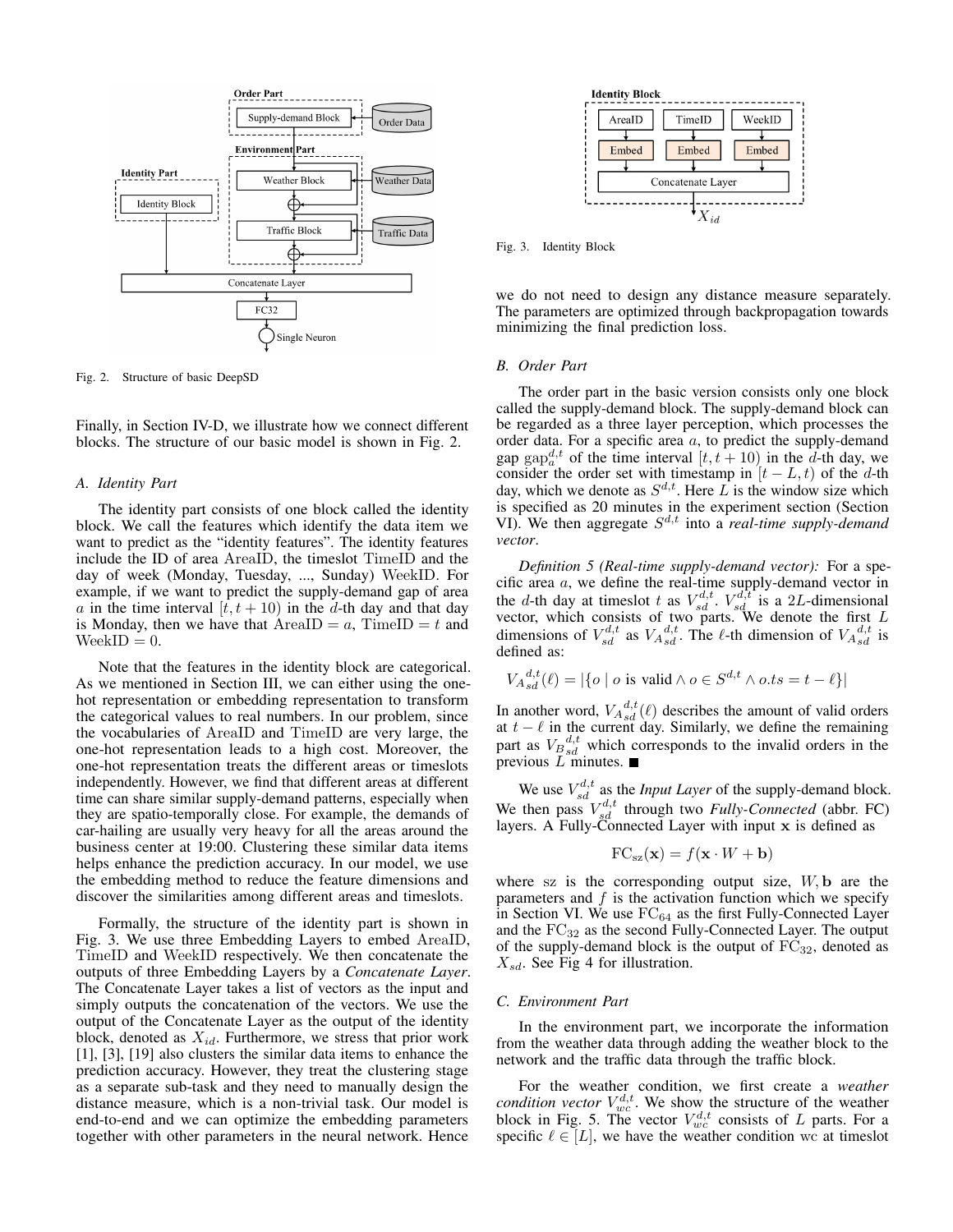Order Part

Supply-demand Block

Order Data

Environment Part

Identity Part

Weather Block

Weather Data

Identity Block

Traffic Block

Traffic Data

Concatenate Layer

FC32

Single Neuron

Fig. 2. Structure of basic DeepSD

Finally, in Section IV-D, we illustrate how we connect different blocks. The structure of our basic model is shown in Fig. 2.

### A. Identity Part

The identity part consists of one block called the identity block. We call the features which identify the data item we want to predict as the "identity features". The identity features include the ID of area AreaID, the timeslot TimeID and the day of week (Monday, Tuesday, ..., Sunday) WeekID. For example, if we want to predict the supply-demand gap of area $a$ in the time interval $[t, t+10)$ in the $d$-th day and that day is Monday, then we have that $\mathrm{AreaID} = a$, $\mathrm{TimeID} = t$ and $\mathrm{WeekID} = 0$.

Note that the features in the identity block are categorical. As we mentioned in Section III, we can either using the one-hot representation or embedding representation to transform the categorical values to real numbers. In our problem, since the vocabularies of AreaID and TimeID are very large, the one-hot representation leads to a high cost. Moreover, the one-hot representation treats the different areas or timeslots independently. However, we find that different areas at different time can share similar supply-demand patterns, especially when they are spatio-temporally close. For example, the demands of car-hailing are usually very heavy for all the areas around the business center at 19:00. Clustering these similar data items helps enhance the prediction accuracy. In our model, we use the embedding method to reduce the feature dimensions and discover the similarities among different areas and timeslots.

Formally, the structure of the identity part is shown in Fig. 3. We use three Embedding Layers to embed AreaID, TimeID and WeekID respectively. We then concatenate the outputs of three Embedding Layers by a *Concatenate Layer*. The Concatenate Layer takes a list of vectors as the input and simply outputs the concatenation of the vectors. We use the output of the Concatenate Layer as the output of the identity block, denoted as $X_{id}$. Furthermore, we stress that prior work [1], [3], [19] also clusters the similar data items to enhance the prediction accuracy. However, they treat the clustering stage as a separate sub-task and they need to manually design the distance measure, which is a non-trivial task. Our model is end-to-end and we can optimize the embedding parameters together with other parameters in the neural network. Hence we do not need to design any distance measure separately. The parameters are optimized through backpropagation towards minimizing the final prediction loss.

Identity Block

AreaID

TimeID

WeekID

Embed

Embed

Embed

Concatenate Layer

$X_{id}$

Fig. 3. Identity Block

### B. Order Part

The order part in the basic version consists only one block called the supply-demand block. The supply-demand block can be regarded as a three layer perception, which processes the order data. For a specific area $a$, to predict the supply-demand gap $\mathrm{gap}_a^{d,t}$ of the time interval $[t, t+10)$ in the $d$-th day, we consider the order set with timestamp in $[t-L, t)$ of the $d$-th day, which we denote as $S^{d,t}$. Here $L$ is the window size which is specified as 20 minutes in the experiment section (Section VI). We then aggregate $S^{d,t}$ into a *real-time supply-demand vector*.

*Definition 5 (Real-time supply-demand vector):* For a specific area $a$, we define the real-time supply-demand vector in the $d$-th day at timeslot $t$ as $V_{sd}^{d,t}$. $V_{sd}^{d,t}$ is a $2L$-dimensional vector, which consists of two parts. We denote the first $L$ dimensions of $V_{sd}^{d,t}$ as ${V_A}_{sd}^{d,t}$. The $\ell$-th dimension of ${V_A}_{sd}^{d,t}$ is defined as:

$$ {V_A}_{sd}^{d,t}(\ell) = |\{o \mid o \text{ is valid} \wedge o \in S^{d,t} \wedge o.ts = t - \ell\}| $$

In another word, ${V_A}_{sd}^{d,t}(\ell)$ describes the amount of valid orders at $t - \ell$ in the current day. Similarly, we define the remaining part as ${V_B}_{sd}^{d,t}$ which corresponds to the invalid orders in the previous $L$ minutes. ■

We use $V_{sd}^{d,t}$ as the *Input Layer* of the supply-demand block. We then pass $V_{sd}^{d,t}$ through two *Fully-Connected* (abbr. FC) layers. A Fully-Connected Layer with input $\mathbf{x}$ is defined as

$$ \mathrm{FC}_{\mathrm{sz}}(\mathbf{x}) = f(\mathbf{x} \cdot W + \mathbf{b}) $$

where $\mathrm{sz}$ is the corresponding output size, $W, \mathbf{b}$ are the parameters and $f$ is the activation function which we specify in Section VI. We use $\mathrm{FC}_{64}$ as the first Fully-Connected Layer and the $\mathrm{FC}_{32}$ as the second Fully-Connected Layer. The output of the supply-demand block is the output of $\mathrm{FC}_{32}$, denoted as $X_{sd}$. See Fig 4 for illustration.

### C. Environment Part

In the environment part, we incorporate the information from the weather data through adding the weather block to the network and the traffic data through the traffic block.

For the weather condition, we first create a *weather condition vector* $V_{wc}^{d,t}$. We show the structure of the weather block in Fig. 5. The vector $V_{wc}^{d,t}$ consists of $L$ parts. For a specific $\ell \in [L]$, we have the weather condition wc at timeslot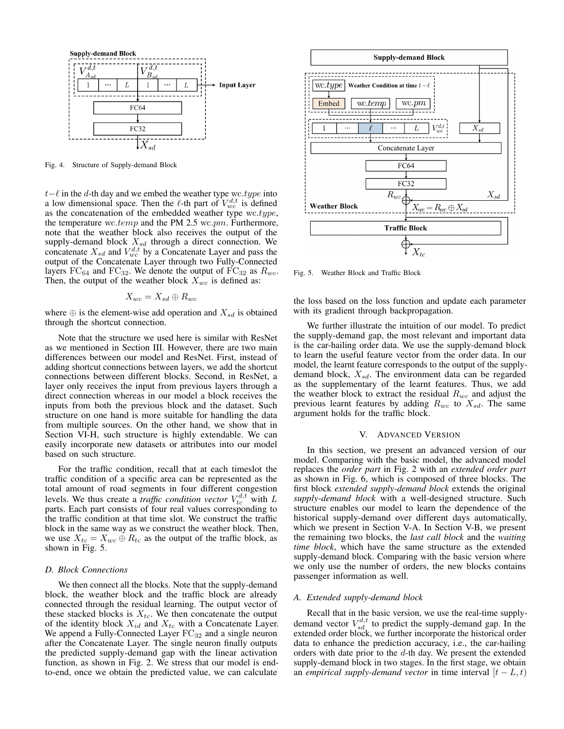Fig. 4. Structure of Supply-demand Block

$t-\ell$ in the $d$-th day and we embed the weather type wc.$type$ into a low dimensional space. Then the $\ell$-th part of $V_{wc}^{d,t}$ is defined as the concatenation of the embedded weather type wc.$type$, the temperature wc.$temp$ and the PM 2.5 wc.$pm$. Furthermore, note that the weather block also receives the output of the supply-demand block $X_{sd}$ through a direct connection. We concatenate $X_{sd}$ and $V_{wc}^{d,t}$ by a Concatenate Layer and pass the output of the Concatenate Layer through two Fully-Connected layers $\text{FC}_{64}$ and $\text{FC}_{32}$. We denote the output of $\text{FC}_{32}$ as $R_{wc}$. Then, the output of the weather block $X_{wc}$ is defined as:

$$X_{wc} = X_{sd} \oplus R_{wc}$$

where $\oplus$ is the element-wise add operation and $X_{sd}$ is obtained through the shortcut connection.

Note that the structure we used here is similar with ResNet as we mentioned in Section III. However, there are two main differences between our model and ResNet. First, instead of adding shortcut connections between layers, we add the shortcut connections between different blocks. Second, in ResNet, a layer only receives the input from previous layers through a direct connection whereas in our model a block receives the inputs from both the previous block and the dataset. Such structure on one hand is more suitable for handling the data from multiple sources. On the other hand, we show that in Section VI-H, such structure is highly extendable. We can easily incorporate new datasets or attributes into our model based on such structure.

For the traffic condition, recall that at each timeslot the traffic condition of a specific area can be represented as the total amount of road segments in four different congestion levels. We thus create a *traffic condition vector* $V_{tc}^{d,t}$ with $L$ parts. Each part consists of four real values corresponding to the traffic condition at that time slot. We construct the traffic block in the same way as we construct the weather block. Then, we use $X_{tc} = X_{wc} \oplus R_{tc}$ as the output of the traffic block, as shown in Fig. 5.

### D. Block Connections

We then connect all the blocks. Note that the supply-demand block, the weather block and the traffic block are already connected through the residual learning. The output vector of these stacked blocks is $X_{tc}$. We then concatenate the output of the identity block $X_{id}$ and $X_{tc}$ with a Concatenate Layer. We append a Fully-Connected Layer $\text{FC}_{32}$ and a single neuron after the Concatenate Layer. The single neuron finally outputs the predicted supply-demand gap with the linear activation function, as shown in Fig. 2. We stress that our model is end-to-end, once we obtain the predicted value, we can calculate the loss based on the loss function and update each parameter with its gradient through backpropagation.

Fig. 5. Weather Block and Traffic Block

We further illustrate the intuition of our model. To predict the supply-demand gap, the most relevant and important data is the car-hailing order data. We use the supply-demand block to learn the useful feature vector from the order data. In our model, the learnt feature corresponds to the output of the supply-demand block, $X_{sd}$. The environment data can be regarded as the supplementary of the learnt features. Thus, we add the weather block to extract the residual $R_{wc}$ and adjust the previous learnt features by adding $R_{wc}$ to $X_{sd}$. The same argument holds for the traffic block.

## V. Advanced Version

In this section, we present an advanced version of our model. Comparing with the basic model, the advanced model replaces the *order part* in Fig. 2 with an *extended order part* as shown in Fig. 6, which is composed of three blocks. The first block *extended supply-demand block* extends the original *supply-demand block* with a well-designed structure. Such structure enables our model to learn the dependence of the historical supply-demand over different days automatically, which we present in Section V-A. In Section V-B, we present the remaining two blocks, the *last call block* and the *waiting time block*, which have the same structure as the extended supply-demand block. Comparing with the basic version where we only use the number of orders, the new blocks contains passenger information as well.

### A. Extended supply-demand block

Recall that in the basic version, we use the real-time supply-demand vector $V_{sd}^{d,t}$ to predict the supply-demand gap. In the extended order block, we further incorporate the historical order data to enhance the prediction accuracy, i.e., the car-hailing orders with date prior to the $d$-th day. We present the extended supply-demand block in two stages. In the first stage, we obtain an *empirical supply-demand vector* in time interval $[t-L, t)$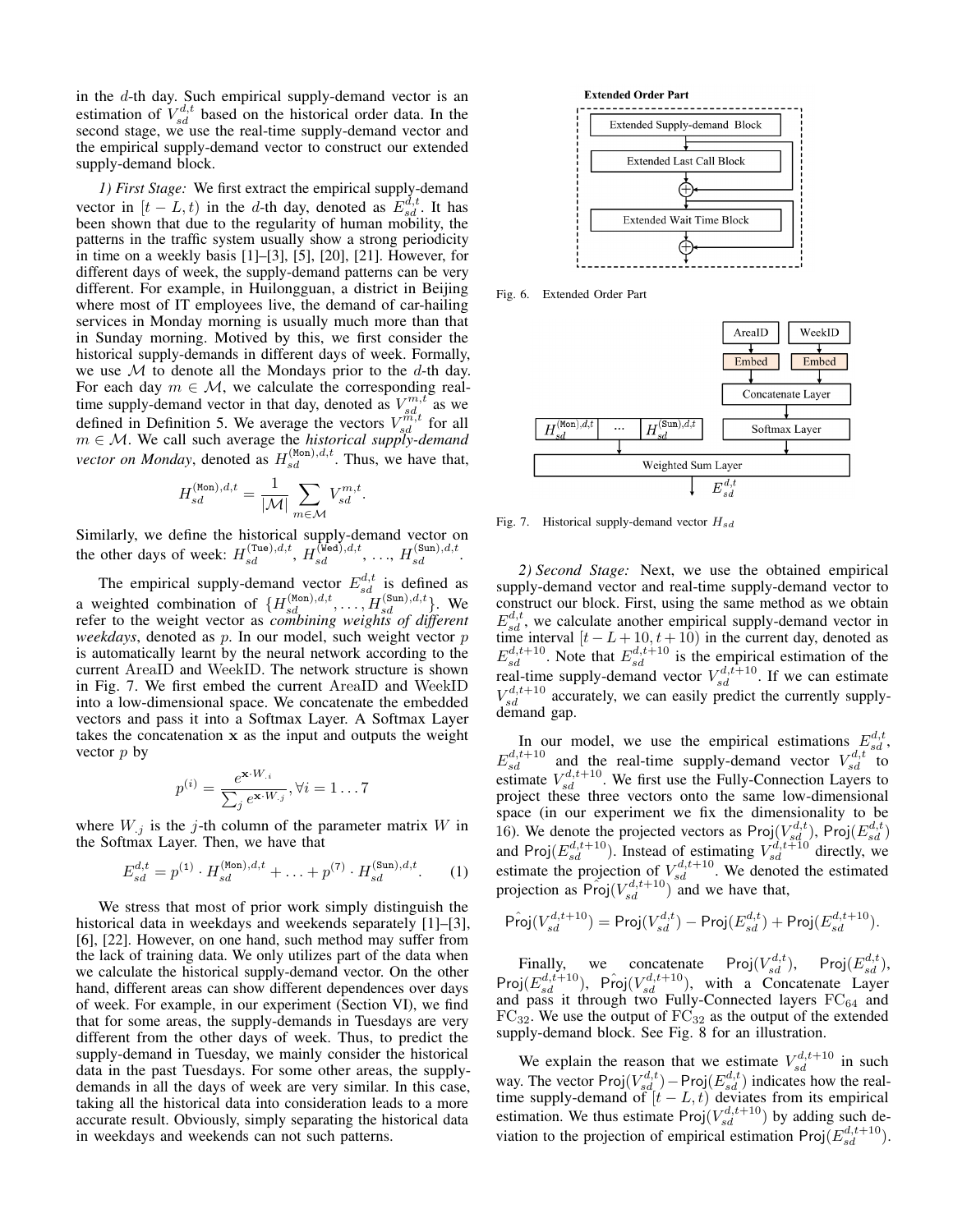in the $d$-th day. Such empirical supply-demand vector is an estimation of $V_{sd}^{d,t}$ based on the historical order data. In the second stage, we use the real-time supply-demand vector and the empirical supply-demand vector to construct our extended supply-demand block.

*1) First Stage:* We first extract the empirical supply-demand vector in $[t-L, t)$ in the $d$-th day, denoted as $E_{sd}^{d,t}$. It has been shown that due to the regularity of human mobility, the patterns in the traffic system usually show a strong periodicity in time on a weekly basis [1]–[3], [5], [20], [21]. However, for different days of week, the supply-demand patterns can be very different. For example, in Huilongguan, a district in Beijing where most of IT employees live, the demand of car-hailing services in Monday morning is usually much more than that in Sunday morning. Motived by this, we first consider the historical supply-demands in different days of week. Formally, we use $\mathcal{M}$ to denote all the Mondays prior to the $d$-th day. For each day $m \in \mathcal{M}$, we calculate the corresponding real-time supply-demand vector in that day, denoted as $V_{sd}^{m,t}$ as we defined in Definition 5. We average the vectors $V_{sd}^{m,t}$ for all $m \in \mathcal{M}$. We call such average the *historical supply-demand vector on Monday*, denoted as $H_{sd}^{(\texttt{Mon}),d,t}$. Thus, we have that,

$$H_{sd}^{(\texttt{Mon}),d,t} = \frac{1}{|\mathcal{M}|} \sum_{m \in \mathcal{M}} V_{sd}^{m,t}.$$

Similarly, we define the historical supply-demand vector on the other days of week: $H_{sd}^{(\texttt{Tue}),d,t}$, $H_{sd}^{(\texttt{Wed}),d,t}$, ..., $H_{sd}^{(\texttt{Sun}),d,t}$.

The empirical supply-demand vector $E_{sd}^{d,t}$ is defined as a weighted combination of $\{H_{sd}^{(\texttt{Mon}),d,t}, \ldots, H_{sd}^{(\texttt{Sun}),d,t}\}$. We refer to the weight vector as *combining weights of different weekdays*, denoted as $p$. In our model, such weight vector $p$ is automatically learnt by the neural network according to the current AreaID and WeekID. The network structure is shown in Fig. 7. We first embed the current AreaID and WeekID into a low-dimensional space. We concatenate the embedded vectors and pass it into a Softmax Layer. A Softmax Layer takes the concatenation $\mathbf{x}$ as the input and outputs the weight vector $p$ by

$$p^{(i)} = \frac{e^{\mathbf{x} \cdot W_{\cdot i}}}{\sum_j e^{\mathbf{x} \cdot W_{\cdot j}}}, \forall i = 1 \ldots 7$$

where $W_{\cdot j}$ is the $j$-th column of the parameter matrix $W$ in the Softmax Layer. Then, we have that

$$E_{sd}^{d,t} = p^{(1)} \cdot H_{sd}^{(\texttt{Mon}),d,t} + \ldots + p^{(7)} \cdot H_{sd}^{(\texttt{Sun}),d,t}. \quad (1)$$

We stress that most of prior work simply distinguish the historical data in weekdays and weekends separately [1]–[3], [6], [22]. However, on one hand, such method may suffer from the lack of training data. We only utilizes part of the data when we calculate the historical supply-demand vector. On the other hand, different areas can show different dependences over days of week. For example, in our experiment (Section VI), we find that for some areas, the supply-demands in Tuesdays are very different from the other days of week. Thus, to predict the supply-demand in Tuesday, we mainly consider the historical data in the past Tuesdays. For some other areas, the supply-demands in all the days of week are very similar. In this case, taking all the historical data into consideration leads to a more accurate result. Obviously, simply separating the historical data in weekdays and weekends can not such patterns.

Extended Order Part

Extended Supply-demand Block

Extended Last Call Block

Extended Wait Time Block

Fig. 6. Extended Order Part

AreaID

WeekID

Embed

Embed

Concatenate Layer

$H_{sd}^{(\texttt{Mon}),d,t}$

...

$H_{sd}^{(\texttt{Sun}),d,t}$

Softmax Layer

Weighted Sum Layer

$E_{sd}^{d,t}$

Fig. 7. Historical supply-demand vector $H_{sd}$

*2) Second Stage:* Next, we use the obtained empirical supply-demand vector and real-time supply-demand vector to construct our block. First, using the same method as we obtain $E_{sd}^{d,t}$, we calculate another empirical supply-demand vector in time interval $[t-L+10, t+10)$ in the current day, denoted as $E_{sd}^{d,t+10}$. Note that $E_{sd}^{d,t+10}$ is the empirical estimation of the real-time supply-demand vector $V_{sd}^{d,t+10}$. If we can estimate $V_{sd}^{d,t+10}$ accurately, we can easily predict the currently supply-demand gap.

In our model, we use the empirical estimations $E_{sd}^{d,t}$, $E_{sd}^{d,t+10}$ and the real-time supply-demand vector $V_{sd}^{d,t}$ to estimate $V_{sd}^{d,t+10}$. We first use the Fully-Connection Layers to project these three vectors onto the same low-dimensional space (in our experiment we fix the dimensionality to be 16). We denote the projected vectors as $\mathsf{Proj}(V_{sd}^{d,t})$, $\mathsf{Proj}(E_{sd}^{d,t})$ and $\mathsf{Proj}(E_{sd}^{d,t+10})$. Instead of estimating $V_{sd}^{d,t+10}$ directly, we estimate the projection of $V_{sd}^{d,t+10}$. We denoted the estimated projection as $\hat{\mathsf{Proj}}(V_{sd}^{d,t+10})$ and we have that,

$$\hat{\mathsf{Proj}}(V_{sd}^{d,t+10}) = \mathsf{Proj}(V_{sd}^{d,t}) - \mathsf{Proj}(E_{sd}^{d,t}) + \mathsf{Proj}(E_{sd}^{d,t+10}).$$

Finally, we concatenate $\mathsf{Proj}(V_{sd}^{d,t})$, $\mathsf{Proj}(E_{sd}^{d,t})$, $\mathsf{Proj}(E_{sd}^{d,t+10})$, $\hat{\mathsf{Proj}}(V_{sd}^{d,t+10})$, with a Concatenate Layer and pass it through two Fully-Connected layers $\mathrm{FC}_{64}$ and $\mathrm{FC}_{32}$. We use the output of $\mathrm{FC}_{32}$ as the output of the extended supply-demand block. See Fig. 8 for an illustration.

We explain the reason that we estimate $V_{sd}^{d,t+10}$ in such way. The vector $\mathsf{Proj}(V_{sd}^{d,t}) - \mathsf{Proj}(E_{sd}^{d,t})$ indicates how the real-time supply-demand of $[t-L, t)$ deviates from its empirical estimation. We thus estimate $\mathsf{Proj}(V_{sd}^{d,t+10})$ by adding such deviation to the projection of empirical estimation $\mathsf{Proj}(E_{sd}^{d,t+10})$.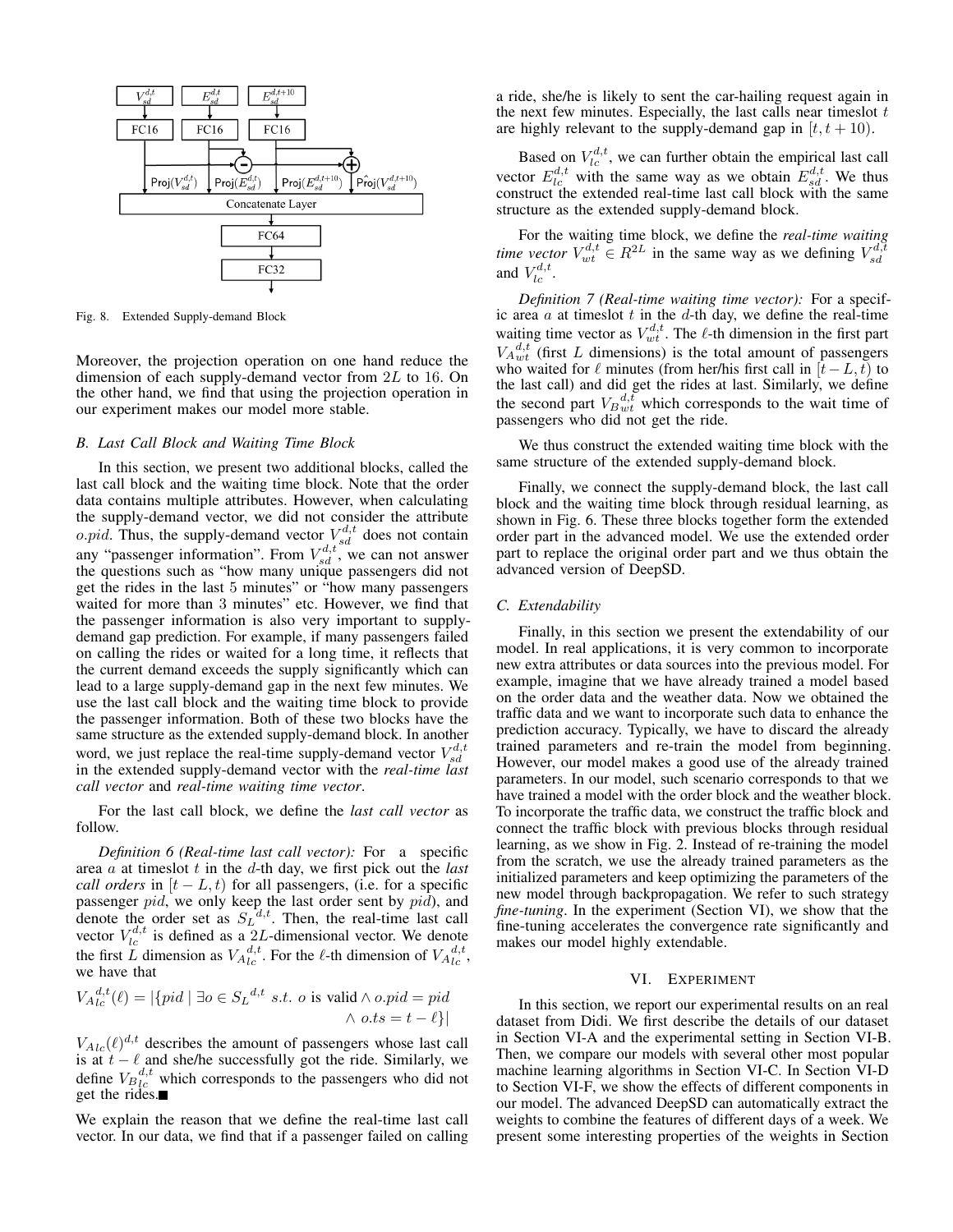$V_{sd}^{d,t}$

$E_{sd}^{d,t}$

$E_{sd}^{d,t+10}$

FC16

FC16

FC16

-

+

$\mathrm{Proj}(V_{sd}^{d,t})$

$\mathrm{Proj}(E_{sd}^{d,t})$

$\mathrm{Proj}(E_{sd}^{d,t+10})$

$\hat{\mathrm{Proj}}(V_{sd}^{d,t+10})$

Concatenate Layer

FC64

FC32

Fig. 8. Extended Supply-demand Block

Moreover, the projection operation on one hand reduce the dimension of each supply-demand vector from $2L$ to 16. On the other hand, we find that using the projection operation in our experiment makes our model more stable.

### B. Last Call Block and Waiting Time Block

In this section, we present two additional blocks, called the last call block and the waiting time block. Note that the order data contains multiple attributes. However, when calculating the supply-demand vector, we did not consider the attribute $o.pid$. Thus, the supply-demand vector $V_{sd}^{d,t}$ does not contain any "passenger information". From $V_{sd}^{d,t}$, we can not answer the questions such as "how many unique passengers did not get the rides in the last 5 minutes" or "how many passengers waited for more than 3 minutes" etc. However, we find that the passenger information is also very important to supply-demand gap prediction. For example, if many passengers failed on calling the rides or waited for a long time, it reflects that the current demand exceeds the supply significantly which can lead to a large supply-demand gap in the next few minutes. We use the last call block and the waiting time block to provide the passenger information. Both of these two blocks have the same structure as the extended supply-demand block. In another word, we just replace the real-time supply-demand vector $V_{sd}^{d,t}$ in the extended supply-demand vector with the *real-time last call vector* and *real-time waiting time vector*.

For the last call block, we define the *last call vector* as follow.

*Definition 6 (Real-time last call vector):* For a specific area $a$ at timeslot $t$ in the $d$-th day, we first pick out the *last call orders* in $[t-L, t)$ for all passengers, (i.e. for a specific passenger $pid$, we only keep the last order sent by $pid$), and denote the order set as ${S_L}^{d,t}$. Then, the real-time last call vector $V_{lc}^{d,t}$ is defined as a $2L$-dimensional vector. We denote the first $L$ dimension as ${V_A}_{lc}^{d,t}$. For the $\ell$-th dimension of ${V_A}_{lc}^{d,t}$, we have that

$$ {V_A}_{lc}^{d,t}(\ell) = |\{pid \mid \exists o \in {S_L}^{d,t} \ s.t. \ o \text{ is valid} \wedge o.pid = pid \wedge o.ts = t - \ell\}| $$

${V_A}_{lc}(\ell)^{d,t}$ describes the amount of passengers whose last call is at $t-\ell$ and she/he successfully got the ride. Similarly, we define ${V_B}_{lc}^{d,t}$ which corresponds to the passengers who did not get the rides.■

We explain the reason that we define the real-time last call vector. In our data, we find that if a passenger failed on calling a ride, she/he is likely to sent the car-hailing request again in the next few minutes. Especially, the last calls near timeslot $t$ are highly relevant to the supply-demand gap in $[t, t+10)$.

Based on $V_{lc}^{d,t}$, we can further obtain the empirical last call vector $E_{lc}^{d,t}$ with the same way as we obtain $E_{sd}^{d,t}$. We thus construct the extended real-time last call block with the same structure as the extended supply-demand block.

For the waiting time block, we define the *real-time waiting time vector* $V_{wt}^{d,t} \in R^{2L}$ in the same way as we defining $V_{sd}^{d,t}$ and $V_{lc}^{d,t}$.

*Definition 7 (Real-time waiting time vector):* For a specific area $a$ at timeslot $t$ in the $d$-th day, we define the real-time waiting time vector as $V_{wt}^{d,t}$. The $\ell$-th dimension in the first part ${V_A}_{wt}^{d,t}$ (first $L$ dimensions) is the total amount of passengers who waited for $\ell$ minutes (from her/his first call in $[t-L, t)$ to the last call) and did get the rides at last. Similarly, we define the second part ${V_B}_{wt}^{d,t}$ which corresponds to the wait time of passengers who did not get the ride.

We thus construct the extended waiting time block with the same structure of the extended supply-demand block.

Finally, we connect the supply-demand block, the last call block and the waiting time block through residual learning, as shown in Fig. 6. These three blocks together form the extended order part in the advanced model. We use the extended order part to replace the original order part and we thus obtain the advanced version of DeepSD.

### C. Extendability

Finally, in this section we present the extendability of our model. In real applications, it is very common to incorporate new extra attributes or data sources into the previous model. For example, imagine that we have already trained a model based on the order data and the weather data. Now we obtained the traffic data and we want to incorporate such data to enhance the prediction accuracy. Typically, we have to discard the already trained parameters and re-train the model from beginning. However, our model makes a good use of the already trained parameters. In our model, such scenario corresponds to that we have trained a model with the order block and the weather block. To incorporate the traffic data, we construct the traffic block and connect the traffic block with previous blocks through residual learning, as we show in Fig. 2. Instead of re-training the model from the scratch, we use the already trained parameters as the initialized parameters and keep optimizing the parameters of the new model through backpropagation. We refer to such strategy *fine-tuning*. In the experiment (Section VI), we show that the fine-tuning accelerates the convergence rate significantly and makes our model highly extendable.

## VI. Experiment

In this section, we report our experimental results on an real dataset from Didi. We first describe the details of our dataset in Section VI-A and the experimental setting in Section VI-B. Then, we compare our models with several other most popular machine learning algorithms in Section VI-C. In Section VI-D to Section VI-F, we show the effects of different components in our model. The advanced DeepSD can automatically extract the weights to combine the features of different days of a week. We present some interesting properties of the weights in Section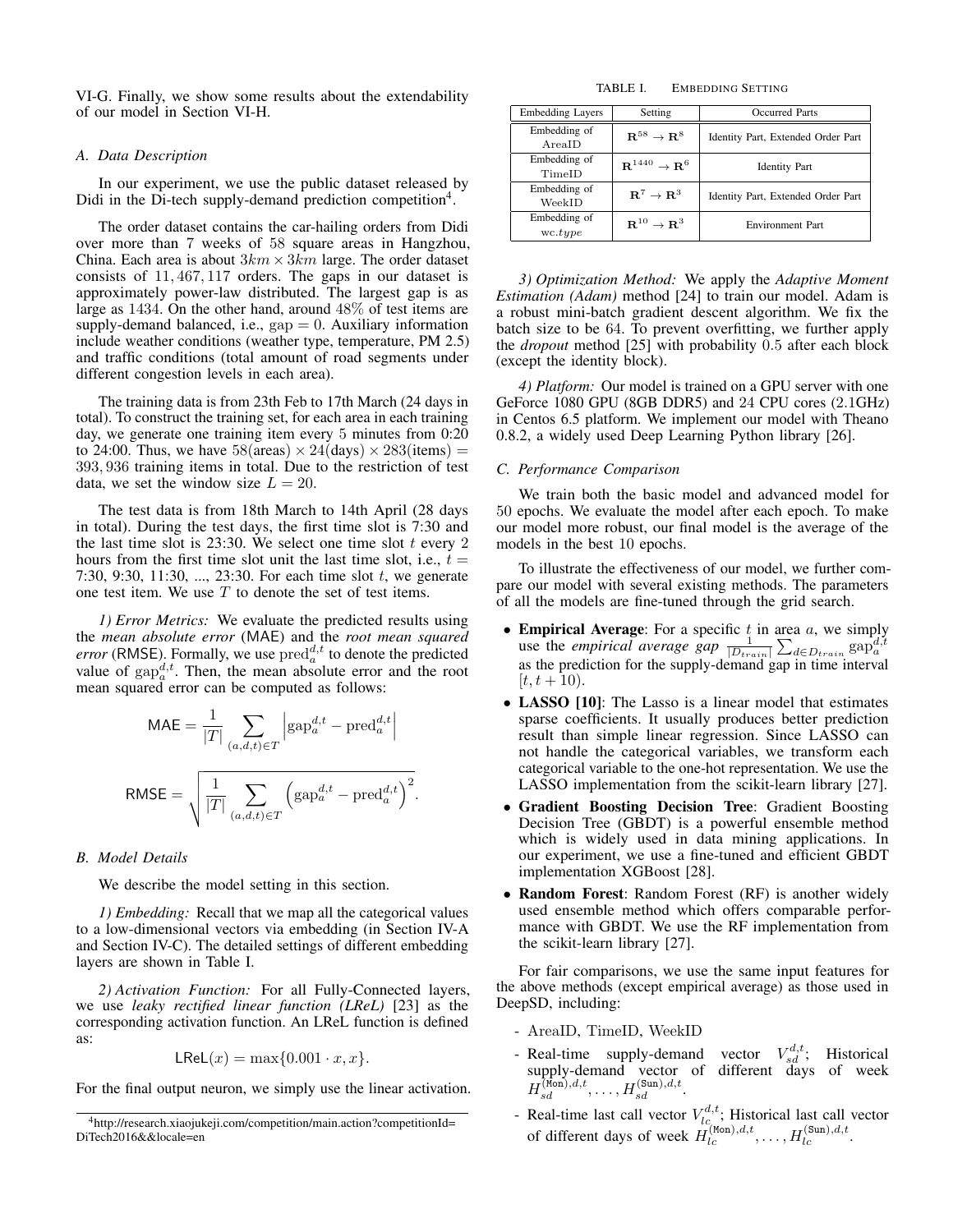VI-G. Finally, we show some results about the extendability of our model in Section VI-H.

### A. Data Description

In our experiment, we use the public dataset released by Didi in the Di-tech supply-demand prediction competition[4].

The order dataset contains the car-hailing orders from Didi over more than 7 weeks of 58 square areas in Hangzhou, China. Each area is about $3km \times 3km$ large. The order dataset consists of $11,467,117$ orders. The gaps in our dataset is approximately power-law distributed. The largest gap is as large as 1434. On the other hand, around 48% of test items are supply-demand balanced, i.e., $\text{gap} = 0$. Auxiliary information include weather conditions (weather type, temperature, PM 2.5) and traffic conditions (total amount of road segments under different congestion levels in each area).

The training data is from 23th Feb to 17th March (24 days in total). To construct the training set, for each area in each training day, we generate one training item every 5 minutes from 0:20 to 24:00. Thus, we have $58(\text{areas}) \times 24(\text{days}) \times 283(\text{items}) = 393,936$ training items in total. Due to the restriction of test data, we set the window size $L = 20$.

The test data is from 18th March to 14th April (28 days in total). During the test days, the first time slot is 7:30 and the last time slot is 23:30. We select one time slot $t$ every 2 hours from the first time slot unit the last time slot, i.e., $t =$ 7:30, 9:30, 11:30, ..., 23:30. For each time slot $t$, we generate one test item. We use $T$ to denote the set of test items.

*1) Error Metrics:* We evaluate the predicted results using the *mean absolute error* (MAE) and the *root mean squared error* (RMSE). Formally, we use $\text{pred}_a^{d,t}$ to denote the predicted value of $\text{gap}_a^{d,t}$. Then, the mean absolute error and the root mean squared error can be computed as follows:

$$\mathsf{MAE} = \frac{1}{|T|} \sum_{(a,d,t) \in T} \left| \text{gap}_a^{d,t} - \text{pred}_a^{d,t} \right|$$

$$\mathsf{RMSE} = \sqrt{\frac{1}{|T|} \sum_{(a,d,t) \in T} \left( \text{gap}_a^{d,t} - \text{pred}_a^{d,t} \right)^2}.$$

### B. Model Details

We describe the model setting in this section.

*1) Embedding:* Recall that we map all the categorical values to a low-dimensional vectors via embedding (in Section IV-A and Section IV-C). The detailed settings of different embedding layers are shown in Table I.

*2) Activation Function:* For all Fully-Connected layers, we use *leaky rectified linear function (LReL)* [23] as the corresponding activation function. An LReL function is defined as:

$$\mathsf{LReL}(x) = \max\{0.001 \cdot x, x\}.$$

For the final output neuron, we simply use the linear activation.

TABLE I. EMBEDDING SETTING

| Embedding Layers | Setting | Occurred Parts |
|---|---|---|
| Embedding of AreaID | $\mathbf{R}^{58} \to \mathbf{R}^{8}$ | Identity Part, Extended Order Part |
| Embedding of TimeID | $\mathbf{R}^{1440} \to \mathbf{R}^{6}$ | Identity Part |
| Embedding of WeekID | $\mathbf{R}^{7} \to \mathbf{R}^{3}$ | Identity Part, Extended Order Part |
| Embedding of $\text{wc}.type$ | $\mathbf{R}^{10} \to \mathbf{R}^{3}$ | Environment Part |

*3) Optimization Method:* We apply the *Adaptive Moment Estimation (Adam)* method [24] to train our model. Adam is a robust mini-batch gradient descent algorithm. We fix the batch size to be 64. To prevent overfitting, we further apply the *dropout* method [25] with probability 0.5 after each block (except the identity block).

*4) Platform:* Our model is trained on a GPU server with one GeForce 1080 GPU (8GB DDR5) and 24 CPU cores (2.1GHz) in Centos 6.5 platform. We implement our model with Theano 0.8.2, a widely used Deep Learning Python library [26].

### C. Performance Comparison

We train both the basic model and advanced model for 50 epochs. We evaluate the model after each epoch. To make our model more robust, our final model is the average of the models in the best 10 epochs.

To illustrate the effectiveness of our model, we further compare our model with several existing methods. The parameters of all the models are fine-tuned through the grid search.

- **Empirical Average**: For a specific $t$ in area $a$, we simply use the *empirical average gap* $\frac{1}{|D_{train}|} \sum_{d \in D_{train}} \text{gap}_a^{d,t}$ as the prediction for the supply-demand gap in time interval $[t, t+10)$.
- **LASSO [10]**: The Lasso is a linear model that estimates sparse coefficients. It usually produces better prediction result than simple linear regression. Since LASSO can not handle the categorical variables, we transform each categorical variable to the one-hot representation. We use the LASSO implementation from the scikit-learn library [27].
- **Gradient Boosting Decision Tree**: Gradient Boosting Decision Tree (GBDT) is a powerful ensemble method which is widely used in data mining applications. In our experiment, we use a fine-tuned and efficient GBDT implementation XGBoost [28].
- **Random Forest**: Random Forest (RF) is another widely used ensemble method which offers comparable performance with GBDT. We use the RF implementation from the scikit-learn library [27].

For fair comparisons, we use the same input features for the above methods (except empirical average) as those used in DeepSD, including:

- AreaID, TimeID, WeekID
- Real-time supply-demand vector $V_{sd}^{d,t}$; Historical supply-demand vector of different days of week $H_{sd}^{(\texttt{Mon}),d,t}, \ldots, H_{sd}^{(\texttt{Sun}),d,t}$.
- Real-time last call vector $V_{lc}^{d,t}$; Historical last call vector of different days of week $H_{lc}^{(\texttt{Mon}),d,t}, \ldots, H_{lc}^{(\texttt{Sun}),d,t}$.

[4]http://research.xiaojukeji.com/competition/main.action?competitionId=DiTech2016&&locale=en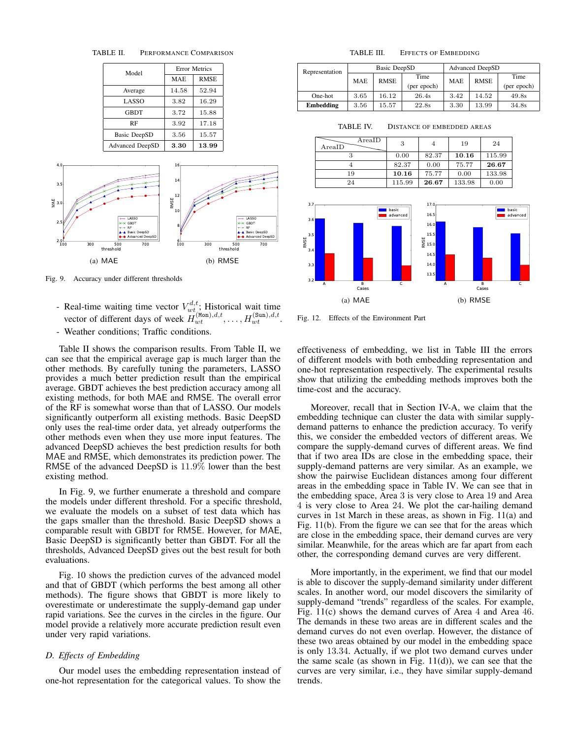TABLE II. PERFORMANCE COMPARISON

| Model | Error Metrics | |
|---|---|---|
| | MAE | RMSE |
| Average | 14.58 | 52.94 |
| LASSO | 3.82 | 16.29 |
| GBDT | 3.72 | 15.88 |
| RF | 3.92 | 17.18 |
| Basic DeepSD | 3.56 | 15.57 |
| Advanced DeepSD | **3.30** | **13.99** |

MAE
4.0
3.5
3.0
2.5
2.0
100 300 500 700
threshold
LASSO
GBDT
RF
Basic DeepSD
Advanced DeepSD

(a) MAE

RMSE
16
14
12
10
8
6
100 300 500 700
threshold
LASSO
GBDT
RF
Basic DeepSD
Advanced DeepSD

(b) RMSE

Fig. 9. Accuracy under different thresholds

- Real-time waiting time vector $V_{wt}^{d,t}$; Historical wait time vector of different days of week $H_{wt}^{(\mathtt{Mon}),d,t}, \ldots, H_{wt}^{(\mathtt{Sun}),d,t}$.
- Weather conditions; Traffic conditions.

Table II shows the comparison results. From Table II, we can see that the empirical average gap is much larger than the other methods. By carefully tuning the parameters, LASSO provides a much better prediction result than the empirical average. GBDT achieves the best prediction accuracy among all existing methods, for both MAE and RMSE. The overall error of the RF is somewhat worse than that of LASSO. Our models significantly outperform all existing methods. Basic DeepSD only uses the real-time order data, yet already outperforms the other methods even when they use more input features. The advanced DeepSD achieves the best prediction results for both MAE and RMSE, which demonstrates its prediction power. The RMSE of the advanced DeepSD is 11.9% lower than the best existing method.

In Fig. 9, we further enumerate a threshold and compare the models under different threshold. For a specific threshold, we evaluate the models on a subset of test data which has the gaps smaller than the threshold. Basic DeepSD shows a comparable result with GBDT for RMSE. However, for MAE, Basic DeepSD is significantly better than GBDT. For all the thresholds, Advanced DeepSD gives out the best result for both evaluations.

Fig. 10 shows the prediction curves of the advanced model and that of GBDT (which performs the best among all other methods). The figure shows that GBDT is more likely to overestimate or underestimate the supply-demand gap under rapid variations. See the curves in the circles in the figure. Our model provide a relatively more accurate prediction result even under very rapid variations.

### D. Effects of Embedding

Our model uses the embedding representation instead of one-hot representation for the categorical values. To show the effectiveness of embedding, we list in Table III the errors of different models with both embedding representation and one-hot representation respectively. The experimental results show that utilizing the embedding methods improves both the time-cost and the accuracy.

TABLE III. EFFECTS OF EMBEDDING

| Representation | Basic DeepSD | | | Advanced DeepSD | | |
|---|---|---|---|---|---|---|
| | MAE | RMSE | Time (per epoch) | MAE | RMSE | Time (per epoch) |
| One-hot | 3.65 | 16.12 | 26.4s | 3.42 | 14.52 | 49.8s |
| **Embedding** | 3.56 | 15.57 | 22.8s | 3.30 | 13.99 | 34.8s |

TABLE IV. DISTANCE OF EMBEDDED AREAS

| AreaID \ AreaID | 3 | 4 | 19 | 24 |
|---|---|---|---|---|
| 3 | 0.00 | 82.37 | **10.16** | 115.99 |
| 4 | 82.37 | 0.00 | 75.77 | **26.67** |
| 19 | **10.16** | 75.77 | 0.00 | 133.98 |
| 24 | 115.99 | **26.67** | 133.98 | 0.00 |

RMSE
3.7
3.6
3.5
3.4
3.3
3.2
A B C
Cases
basic
advanced

(a) MAE

RMSE
17.0
16.5
16.0
15.5
15.0
14.5
14.0
13.5
A B C
Cases
basic
advanced

(b) RMSE

Fig. 12. Effects of the Environment Part

Moreover, recall that in Section IV-A, we claim that the embedding technique can cluster the data with similar supply-demand patterns to enhance the prediction accuracy. To verify this, we consider the embedded vectors of different areas. We compare the supply-demand curves of different areas. We find that if two area IDs are close in the embedding space, their supply-demand patterns are very similar. As an example, we show the pairwise Euclidean distances among four different areas in the embedding space in Table IV. We can see that in the embedding space, Area 3 is very close to Area 19 and Area 4 is very close to Area 24. We plot the car-hailing demand curves in 1st March in these areas, as shown in Fig. 11(a) and Fig. 11(b). From the figure we can see that for the areas which are close in the embedding space, their demand curves are very similar. Meanwhile, for the areas which are far apart from each other, the corresponding demand curves are very different.

More importantly, in the experiment, we find that our model is able to discover the supply-demand similarity under different scales. In another word, our model discovers the similarity of supply-demand "trends" regardless of the scales. For example, Fig. 11(c) shows the demand curves of Area 4 and Area 46. The demands in these two areas are in different scales and the demand curves do not even overlap. However, the distance of these two areas obtained by our model in the embedding space is only 13.34. Actually, if we plot two demand curves under the same scale (as shown in Fig. 11(d)), we can see that the curves are very similar, i.e., they have similar supply-demand trends.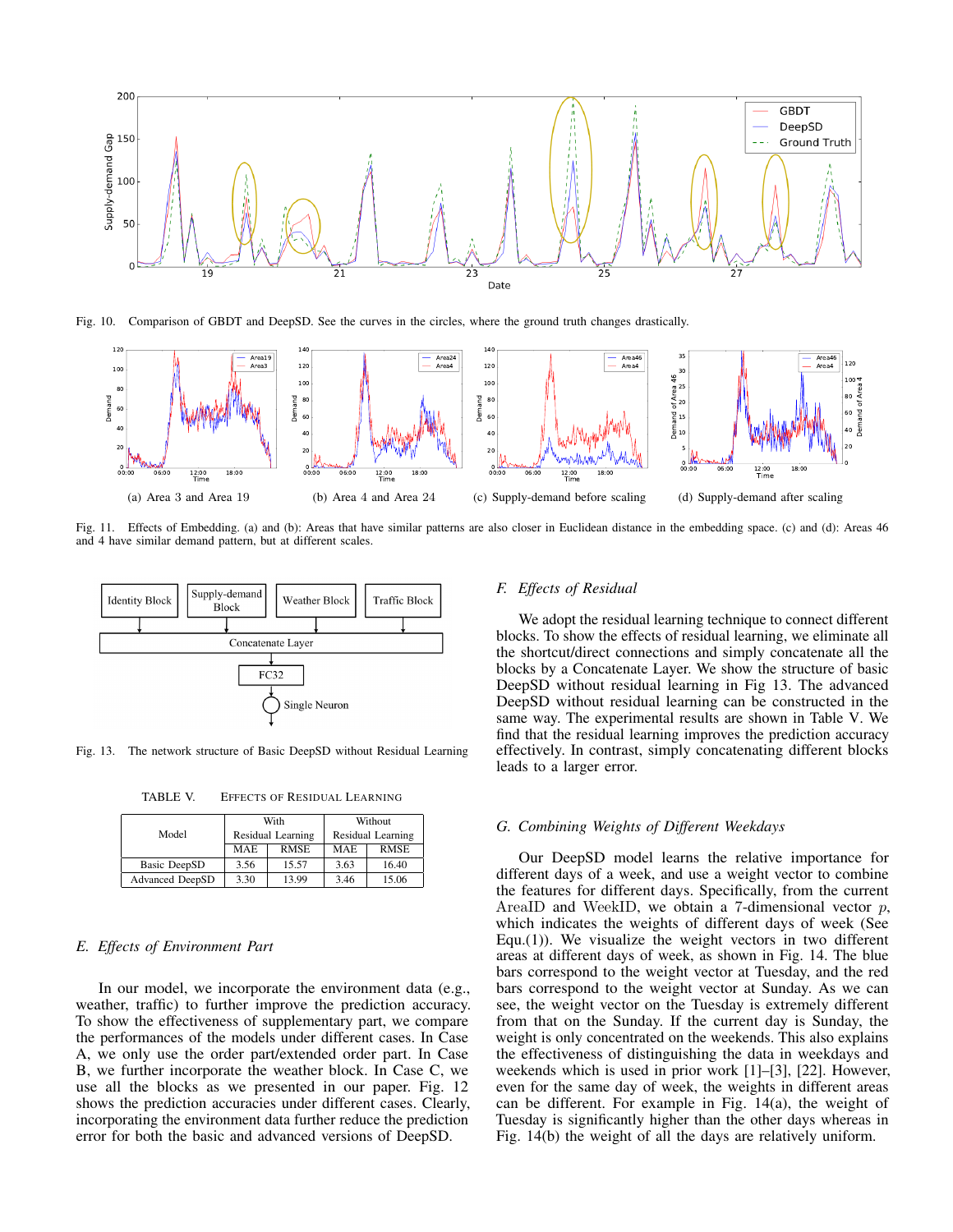200

150

100

50

0

Supply-demand Gap

19 21 23 25 27

Date

GBDT

DeepSD

Ground Truth

Fig. 10. Comparison of GBDT and DeepSD. See the curves in the circles, where the ground truth changes drastically.

(a) Area 3 and Area 19

(b) Area 4 and Area 24

(c) Supply-demand before scaling

(d) Supply-demand after scaling

Fig. 11. Effects of Embedding. (a) and (b): Areas that have similar patterns are also closer in Euclidean distance in the embedding space. (c) and (d): Areas 46 and 4 have similar demand pattern, but at different scales.

Identity Block

Supply-demand Block

Weather Block

Traffic Block

Concatenate Layer

FC32

Single Neuron

Fig. 13. The network structure of Basic DeepSD without Residual Learning

TABLE V. Effects of Residual Learning

| Model | With Residual Learning | | Without Residual Learning | |
|---|---|---|---|---|
| | MAE | RMSE | MAE | RMSE |
| Basic DeepSD | 3.56 | 15.57 | 3.63 | 16.40 |
| Advanced DeepSD | 3.30 | 13.99 | 3.46 | 15.06 |

### E. Effects of Environment Part

In our model, we incorporate the environment data (e.g., weather, traffic) to further improve the prediction accuracy. To show the effectiveness of supplementary part, we compare the performances of the models under different cases. In Case A, we only use the order part/extended order part. In Case B, we further incorporate the weather block. In Case C, we use all the blocks as we presented in our paper. Fig. 12 shows the prediction accuracies under different cases. Clearly, incorporating the environment data further reduce the prediction error for both the basic and advanced versions of DeepSD.

### F. Effects of Residual

We adopt the residual learning technique to connect different blocks. To show the effects of residual learning, we eliminate all the shortcut/direct connections and simply concatenate all the blocks by a Concatenate Layer. We show the structure of basic DeepSD without residual learning in Fig 13. The advanced DeepSD without residual learning can be constructed in the same way. The experimental results are shown in Table V. We find that the residual learning improves the prediction accuracy effectively. In contrast, simply concatenating different blocks leads to a larger error.

### G. Combining Weights of Different Weekdays

Our DeepSD model learns the relative importance for different days of a week, and use a weight vector to combine the features for different days. Specifically, from the current AreaID and WeekID, we obtain a 7-dimensional vector $p$, which indicates the weights of different days of week (See Equ.(1)). We visualize the weight vectors in two different areas at different days of week, as shown in Fig. 14. The blue bars correspond to the weight vector at Tuesday, and the red bars correspond to the weight vector at Sunday. As we can see, the weight vector on the Tuesday is extremely different from that on the Sunday. If the current day is Sunday, the weight is only concentrated on the weekends. This also explains the effectiveness of distinguishing the data in weekdays and weekends which is used in prior work [1]–[3], [22]. However, even for the same day of week, the weights in different areas can be different. For example in Fig. 14(a), the weight of Tuesday is significantly higher than the other days whereas in Fig. 14(b) the weight of all the days are relatively uniform.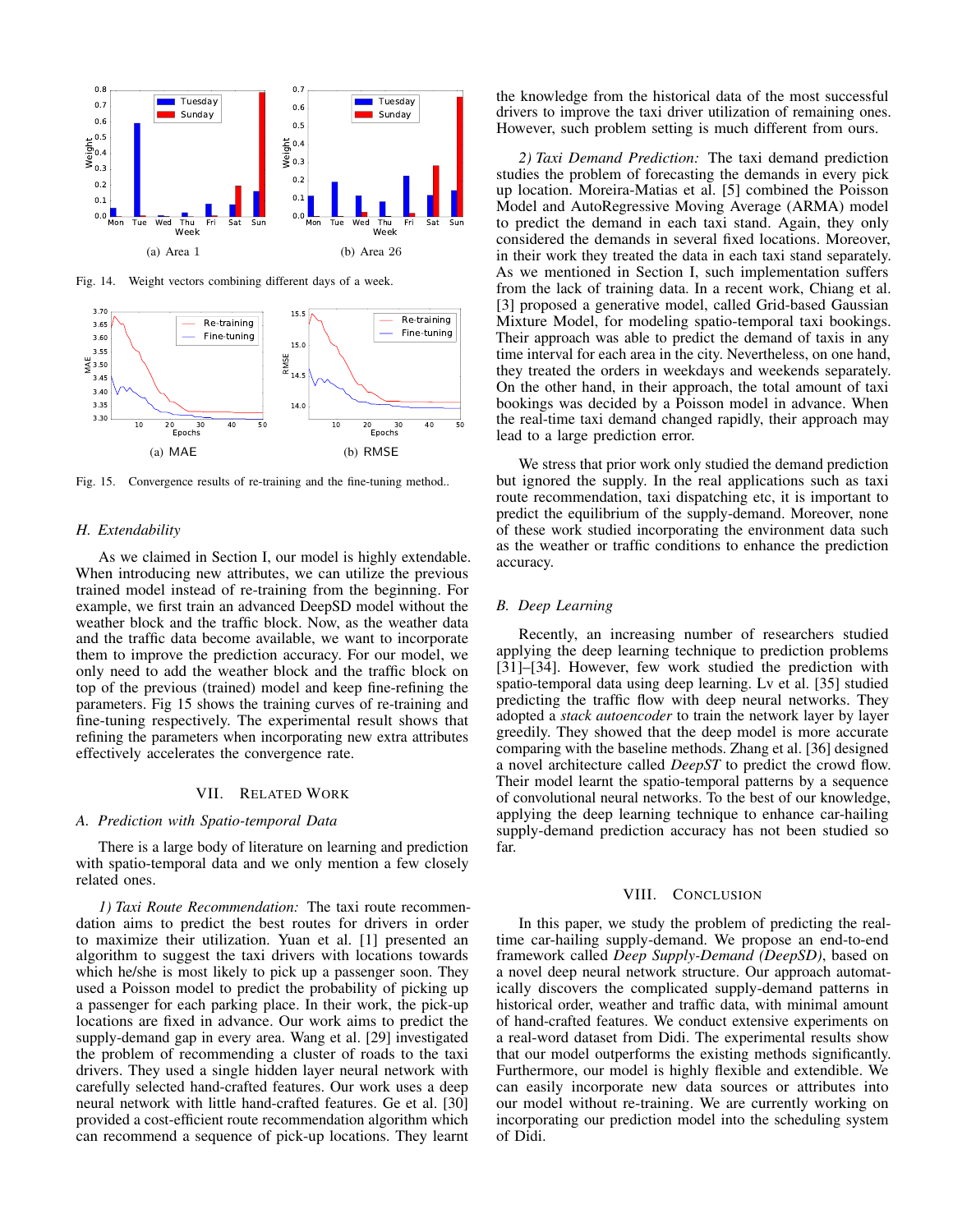0.8
0.7
0.6
0.5
0.4
0.3
0.2
0.1
0.0
Weight
Tuesday
Sunday
Mon Tue Wed Thu Fri Sat Sun
Week

(a) Area 1

0.7
0.6
0.5
0.4
0.3
0.2
0.1
0.0
Weight
Tuesday
Sunday
Mon Tue Wed Thu Fri Sat Sun
Week

(b) Area 26

Fig. 14. Weight vectors combining different days of a week.

3.70
3.65
3.60
3.55
3.50
3.45
3.40
3.35
3.30
MAE
Re-training
Fine-tuning
10 20 30 40 50
Epochs

(a) MAE

15.5
15.0
14.5
14.0
RMSE
Re-training
Fine-tuning
10 20 30 40 50
Epochs

(b) RMSE

Fig. 15. Convergence results of re-training and the fine-tuning method..

### H. Extendability

As we claimed in Section I, our model is highly extendable. When introducing new attributes, we can utilize the previous trained model instead of re-training from the beginning. For example, we first train an advanced DeepSD model without the weather block and the traffic block. Now, as the weather data and the traffic data become available, we want to incorporate them to improve the prediction accuracy. For our model, we only need to add the weather block and the traffic block on top of the previous (trained) model and keep fine-refining the parameters. Fig 15 shows the training curves of re-training and fine-tuning respectively. The experimental result shows that refining the parameters when incorporating new extra attributes effectively accelerates the convergence rate.

## VII. Related Work

### A. Prediction with Spatio-temporal Data

There is a large body of literature on learning and prediction with spatio-temporal data and we only mention a few closely related ones.

*1) Taxi Route Recommendation:* The taxi route recommendation aims to predict the best routes for drivers in order to maximize their utilization. Yuan et al. [1] presented an algorithm to suggest the taxi drivers with locations towards which he/she is most likely to pick up a passenger soon. They used a Poisson model to predict the probability of picking up a passenger for each parking place. In their work, the pick-up locations are fixed in advance. Our work aims to predict the supply-demand gap in every area. Wang et al. [29] investigated the problem of recommending a cluster of roads to the taxi drivers. They used a single hidden layer neural network with carefully selected hand-crafted features. Our work uses a deep neural network with little hand-crafted features. Ge et al. [30] provided a cost-efficient route recommendation algorithm which can recommend a sequence of pick-up locations. They learnt the knowledge from the historical data of the most successful drivers to improve the taxi driver utilization of remaining ones. However, such problem setting is much different from ours.

*2) Taxi Demand Prediction:* The taxi demand prediction studies the problem of forecasting the demands in every pick up location. Moreira-Matias et al. [5] combined the Poisson Model and AutoRegressive Moving Average (ARMA) model to predict the demand in each taxi stand. Again, they only considered the demands in several fixed locations. Moreover, in their work they treated the data in each taxi stand separately. As we mentioned in Section I, such implementation suffers from the lack of training data. In a recent work, Chiang et al. [3] proposed a generative model, called Grid-based Gaussian Mixture Model, for modeling spatio-temporal taxi bookings. Their approach was able to predict the demand of taxis in any time interval for each area in the city. Nevertheless, on one hand, they treated the orders in weekdays and weekends separately. On the other hand, in their approach, the total amount of taxi bookings was decided by a Poisson model in advance. When the real-time taxi demand changed rapidly, their approach may lead to a large prediction error.

We stress that prior work only studied the demand prediction but ignored the supply. In the real applications such as taxi route recommendation, taxi dispatching etc, it is important to predict the equilibrium of the supply-demand. Moreover, none of these work studied incorporating the environment data such as the weather or traffic conditions to enhance the prediction accuracy.

### B. Deep Learning

Recently, an increasing number of researchers studied applying the deep learning technique to prediction problems [31]–[34]. However, few work studied the prediction with spatio-temporal data using deep learning. Lv et al. [35] studied predicting the traffic flow with deep neural networks. They adopted a *stack autoencoder* to train the network layer by layer greedily. They showed that the deep model is more accurate comparing with the baseline methods. Zhang et al. [36] designed a novel architecture called *DeepST* to predict the crowd flow. Their model learnt the spatio-temporal patterns by a sequence of convolutional neural networks. To the best of our knowledge, applying the deep learning technique to enhance car-hailing supply-demand prediction accuracy has not been studied so far.

## VIII. Conclusion

In this paper, we study the problem of predicting the real-time car-hailing supply-demand. We propose an end-to-end framework called *Deep Supply-Demand (DeepSD)*, based on a novel deep neural network structure. Our approach automatically discovers the complicated supply-demand patterns in historical order, weather and traffic data, with minimal amount of hand-crafted features. We conduct extensive experiments on a real-word dataset from Didi. The experimental results show that our model outperforms the existing methods significantly. Furthermore, our model is highly flexible and extendible. We can easily incorporate new data sources or attributes into our model without re-training. We are currently working on incorporating our prediction model into the scheduling system of Didi.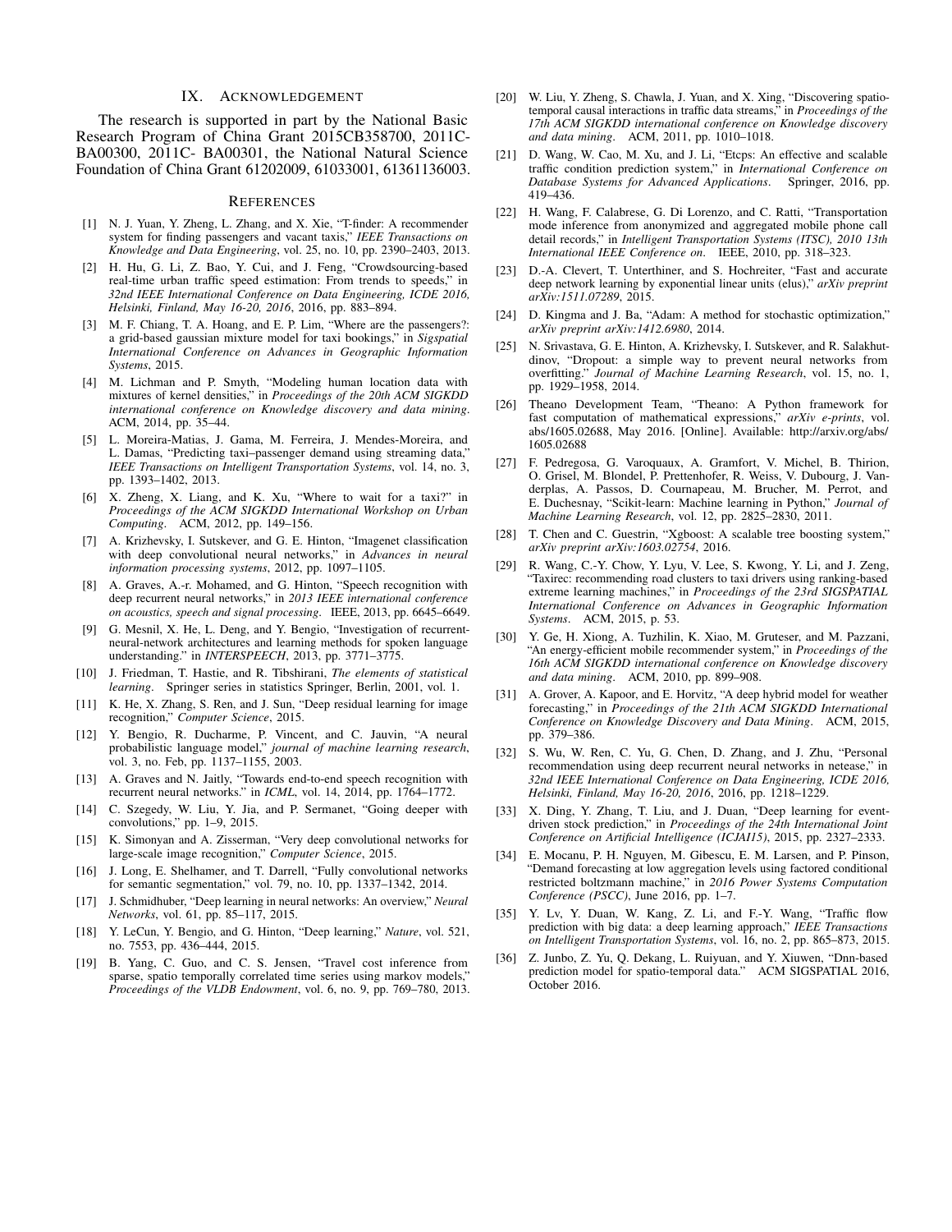## IX. Acknowledgement

The research is supported in part by the National Basic Research Program of China Grant 2015CB358700, 2011C-BA00300, 2011C- BA00301, the National Natural Science Foundation of China Grant 61202009, 61033001, 61361136003.

## References

[1] N. J. Yuan, Y. Zheng, L. Zhang, and X. Xie, "T-finder: A recommender system for finding passengers and vacant taxis," *IEEE Transactions on Knowledge and Data Engineering*, vol. 25, no. 10, pp. 2390–2403, 2013.

[2] H. Hu, G. Li, Z. Bao, Y. Cui, and J. Feng, "Crowdsourcing-based real-time urban traffic speed estimation: From trends to speeds," in *32nd IEEE International Conference on Data Engineering, ICDE 2016, Helsinki, Finland, May 16-20, 2016*, 2016, pp. 883–894.

[3] M. F. Chiang, T. A. Hoang, and E. P. Lim, "Where are the passengers?: a grid-based gaussian mixture model for taxi bookings," in *Sigspatial International Conference on Advances in Geographic Information Systems*, 2015.

[4] M. Lichman and P. Smyth, "Modeling human location data with mixtures of kernel densities," in *Proceedings of the 20th ACM SIGKDD international conference on Knowledge discovery and data mining*. ACM, 2014, pp. 35–44.

[5] L. Moreira-Matias, J. Gama, M. Ferreira, J. Mendes-Moreira, and L. Damas, "Predicting taxi–passenger demand using streaming data," *IEEE Transactions on Intelligent Transportation Systems*, vol. 14, no. 3, pp. 1393–1402, 2013.

[6] X. Zheng, X. Liang, and K. Xu, "Where to wait for a taxi?" in *Proceedings of the ACM SIGKDD International Workshop on Urban Computing*. ACM, 2012, pp. 149–156.

[7] A. Krizhevsky, I. Sutskever, and G. E. Hinton, "Imagenet classification with deep convolutional neural networks," in *Advances in neural information processing systems*, 2012, pp. 1097–1105.

[8] A. Graves, A.-r. Mohamed, and G. Hinton, "Speech recognition with deep recurrent neural networks," in *2013 IEEE international conference on acoustics, speech and signal processing*. IEEE, 2013, pp. 6645–6649.

[9] G. Mesnil, X. He, L. Deng, and Y. Bengio, "Investigation of recurrent-neural-network architectures and learning methods for spoken language understanding." in *INTERSPEECH*, 2013, pp. 3771–3775.

[10] J. Friedman, T. Hastie, and R. Tibshirani, *The elements of statistical learning*. Springer series in statistics Springer, Berlin, 2001, vol. 1.

[11] K. He, X. Zhang, S. Ren, and J. Sun, "Deep residual learning for image recognition," *Computer Science*, 2015.

[12] Y. Bengio, R. Ducharme, P. Vincent, and C. Jauvin, "A neural probabilistic language model," *journal of machine learning research*, vol. 3, no. Feb, pp. 1137–1155, 2003.

[13] A. Graves and N. Jaitly, "Towards end-to-end speech recognition with recurrent neural networks." in *ICML*, vol. 14, 2014, pp. 1764–1772.

[14] C. Szegedy, W. Liu, Y. Jia, and P. Sermanet, "Going deeper with convolutions," pp. 1–9, 2015.

[15] K. Simonyan and A. Zisserman, "Very deep convolutional networks for large-scale image recognition," *Computer Science*, 2015.

[16] J. Long, E. Shelhamer, and T. Darrell, "Fully convolutional networks for semantic segmentation," vol. 79, no. 10, pp. 1337–1342, 2014.

[17] J. Schmidhuber, "Deep learning in neural networks: An overview," *Neural Networks*, vol. 61, pp. 85–117, 2015.

[18] Y. LeCun, Y. Bengio, and G. Hinton, "Deep learning," *Nature*, vol. 521, no. 7553, pp. 436–444, 2015.

[19] B. Yang, C. Guo, and C. S. Jensen, "Travel cost inference from sparse, spatio temporally correlated time series using markov models," *Proceedings of the VLDB Endowment*, vol. 6, no. 9, pp. 769–780, 2013.

[20] W. Liu, Y. Zheng, S. Chawla, J. Yuan, and X. Xing, "Discovering spatio-temporal causal interactions in traffic data streams," in *Proceedings of the 17th ACM SIGKDD international conference on Knowledge discovery and data mining*. ACM, 2011, pp. 1010–1018.

[21] D. Wang, W. Cao, M. Xu, and J. Li, "Etcps: An effective and scalable traffic condition prediction system," in *International Conference on Database Systems for Advanced Applications*. Springer, 2016, pp. 419–436.

[22] H. Wang, F. Calabrese, G. Di Lorenzo, and C. Ratti, "Transportation mode inference from anonymized and aggregated mobile phone call detail records," in *Intelligent Transportation Systems (ITSC), 2010 13th International IEEE Conference on*. IEEE, 2010, pp. 318–323.

[23] D.-A. Clevert, T. Unterthiner, and S. Hochreiter, "Fast and accurate deep network learning by exponential linear units (elus)," *arXiv preprint arXiv:1511.07289*, 2015.

[24] D. Kingma and J. Ba, "Adam: A method for stochastic optimization," *arXiv preprint arXiv:1412.6980*, 2014.

[25] N. Srivastava, G. E. Hinton, A. Krizhevsky, I. Sutskever, and R. Salakhutdinov, "Dropout: a simple way to prevent neural networks from overfitting." *Journal of Machine Learning Research*, vol. 15, no. 1, pp. 1929–1958, 2014.

[26] Theano Development Team, "Theano: A Python framework for fast computation of mathematical expressions," *arXiv e-prints*, vol. abs/1605.02688, May 2016. [Online]. Available: http://arxiv.org/abs/1605.02688

[27] F. Pedregosa, G. Varoquaux, A. Gramfort, V. Michel, B. Thirion, O. Grisel, M. Blondel, P. Prettenhofer, R. Weiss, V. Dubourg, J. Vanderplas, A. Passos, D. Cournapeau, M. Brucher, M. Perrot, and E. Duchesnay, "Scikit-learn: Machine learning in Python," *Journal of Machine Learning Research*, vol. 12, pp. 2825–2830, 2011.

[28] T. Chen and C. Guestrin, "Xgboost: A scalable tree boosting system," *arXiv preprint arXiv:1603.02754*, 2016.

[29] R. Wang, C.-Y. Chow, Y. Lyu, V. Lee, S. Kwong, Y. Li, and J. Zeng, "Taxirec: recommending road clusters to taxi drivers using ranking-based extreme learning machines," in *Proceedings of the 23rd SIGSPATIAL International Conference on Advances in Geographic Information Systems*. ACM, 2015, p. 53.

[30] Y. Ge, H. Xiong, A. Tuzhilin, K. Xiao, M. Gruteser, and M. Pazzani, "An energy-efficient mobile recommender system," in *Proceedings of the 16th ACM SIGKDD international conference on Knowledge discovery and data mining*. ACM, 2010, pp. 899–908.

[31] A. Grover, A. Kapoor, and E. Horvitz, "A deep hybrid model for weather forecasting," in *Proceedings of the 21th ACM SIGKDD International Conference on Knowledge Discovery and Data Mining*. ACM, 2015, pp. 379–386.

[32] S. Wu, W. Ren, C. Yu, G. Chen, D. Zhang, and J. Zhu, "Personal recommendation using deep recurrent neural networks in netease," in *32nd IEEE International Conference on Data Engineering, ICDE 2016, Helsinki, Finland, May 16-20, 2016*, 2016, pp. 1218–1229.

[33] X. Ding, Y. Zhang, T. Liu, and J. Duan, "Deep learning for event-driven stock prediction," in *Proceedings of the 24th International Joint Conference on Artificial Intelligence (ICJAI15)*, 2015, pp. 2327–2333.

[34] E. Mocanu, P. H. Nguyen, M. Gibescu, E. M. Larsen, and P. Pinson, "Demand forecasting at low aggregation levels using factored conditional restricted boltzmann machine," in *2016 Power Systems Computation Conference (PSCC)*, June 2016, pp. 1–7.

[35] Y. Lv, Y. Duan, W. Kang, Z. Li, and F.-Y. Wang, "Traffic flow prediction with big data: a deep learning approach," *IEEE Transactions on Intelligent Transportation Systems*, vol. 16, no. 2, pp. 865–873, 2015.

[36] Z. Junbo, Z. Yu, Q. Dekang, L. Ruiyuan, and Y. Xiuwen, "Dnn-based prediction model for spatio-temporal data." ACM SIGSPATIAL 2016, October 2016.